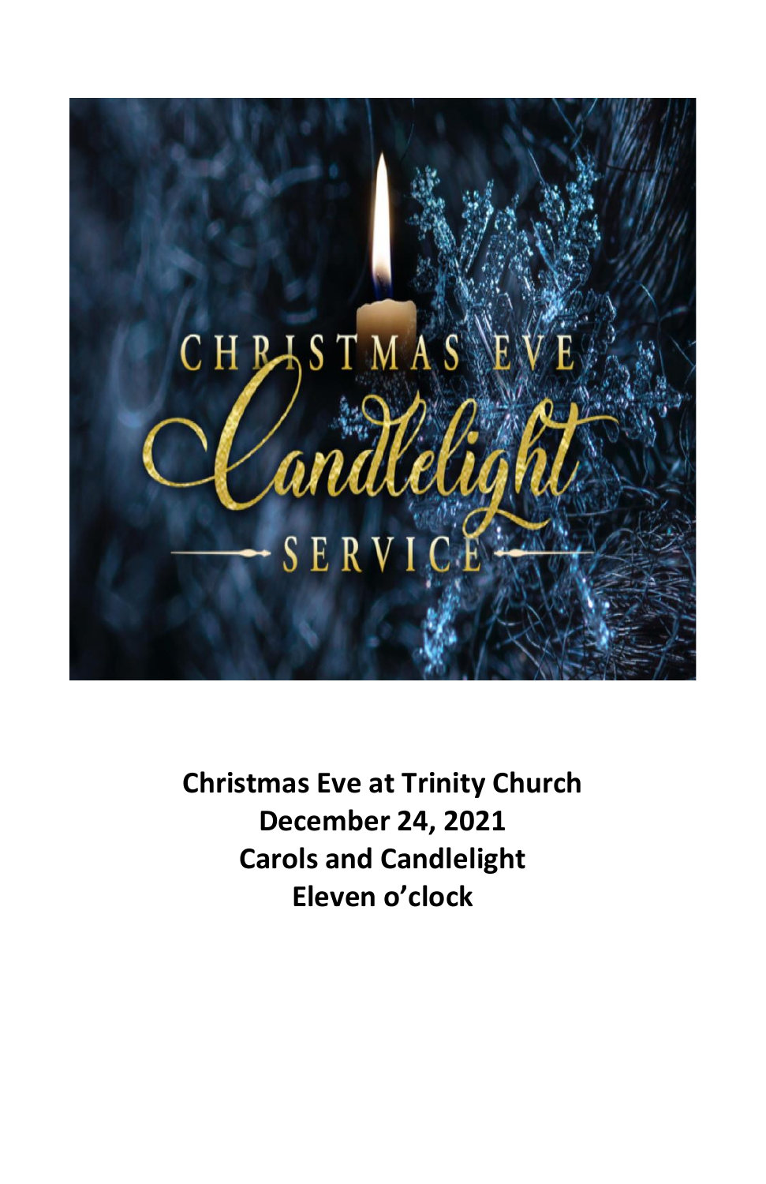**Christmas Eve at Trinity Church**
**December 24, 2021**
**Carols and Candlelight**
**Eleven o'clock**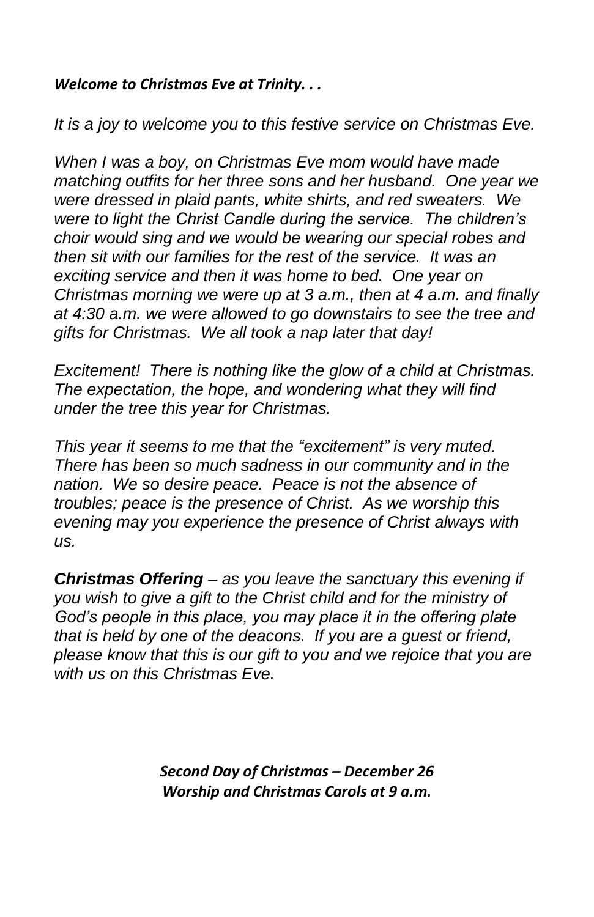***Welcome to Christmas Eve at Trinity. . .***

*It is a joy to welcome you to this festive service on Christmas Eve.*

*When I was a boy, on Christmas Eve mom would have made matching outfits for her three sons and her husband. One year we were dressed in plaid pants, white shirts, and red sweaters. We were to light the Christ Candle during the service. The children's choir would sing and we would be wearing our special robes and then sit with our families for the rest of the service. It was an exciting service and then it was home to bed. One year on Christmas morning we were up at 3 a.m., then at 4 a.m. and finally at 4:30 a.m. we were allowed to go downstairs to see the tree and gifts for Christmas. We all took a nap later that day!*

*Excitement! There is nothing like the glow of a child at Christmas. The expectation, the hope, and wondering what they will find under the tree this year for Christmas.*

*This year it seems to me that the "excitement" is very muted. There has been so much sadness in our community and in the nation. We so desire peace. Peace is not the absence of troubles; peace is the presence of Christ. As we worship this evening may you experience the presence of Christ always with us.*

***Christmas Offering** – as you leave the sanctuary this evening if you wish to give a gift to the Christ child and for the ministry of God's people in this place, you may place it in the offering plate that is held by one of the deacons. If you are a guest or friend, please know that this is our gift to you and we rejoice that you are with us on this Christmas Eve.*

***Second Day of Christmas – December 26***
***Worship and Christmas Carols at 9 a.m.***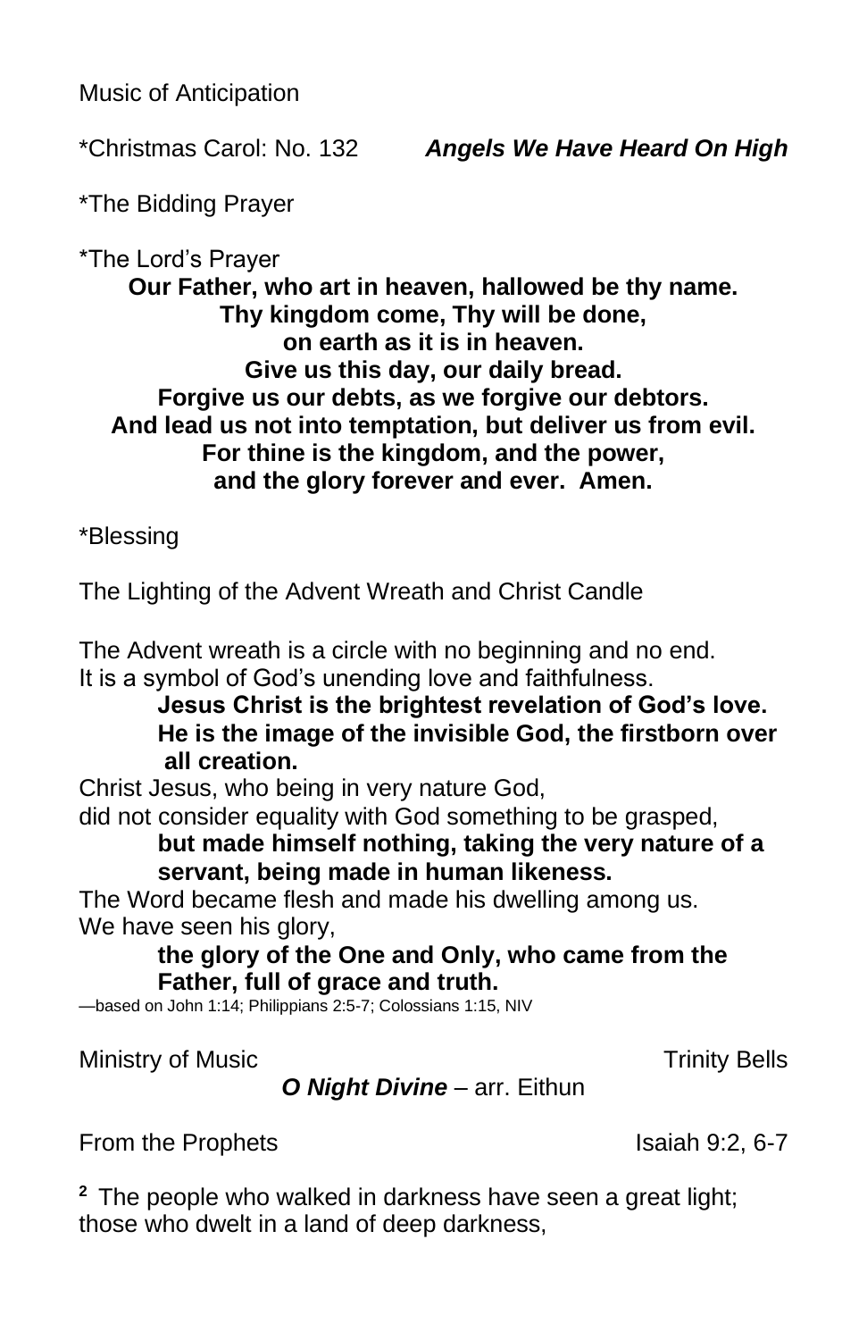Music of Anticipation

*Christmas Carol: No. 132 ***Angels We Have Heard On High***

*The Bidding Prayer

*The Lord's Prayer

**Our Father, who art in heaven, hallowed be thy name.**
**Thy kingdom come, Thy will be done,**
**on earth as it is in heaven.**
**Give us this day, our daily bread.**
**Forgive us our debts, as we forgive our debtors.**
**And lead us not into temptation, but deliver us from evil.**
**For thine is the kingdom, and the power,**
**and the glory forever and ever. Amen.**

*Blessing

The Lighting of the Advent Wreath and Christ Candle

The Advent wreath is a circle with no beginning and no end.
It is a symbol of God's unending love and faithfulness.

> **Jesus Christ is the brightest revelation of God's love. He is the image of the invisible God, the firstborn over all creation.**

Christ Jesus, who being in very nature God,
did not consider equality with God something to be grasped,

> **but made himself nothing, taking the very nature of a servant, being made in human likeness.**

The Word became flesh and made his dwelling among us.
We have seen his glory,

> **the glory of the One and Only, who came from the Father, full of grace and truth.**

—based on John 1:14; Philippians 2:5-7; Colossians 1:15, NIV

Ministry of Music Trinity Bells

***O Night Divine*** – arr. Eithun

From the Prophets Isaiah 9:2, 6-7

[2] The people who walked in darkness have seen a great light;
those who dwelt in a land of deep darkness,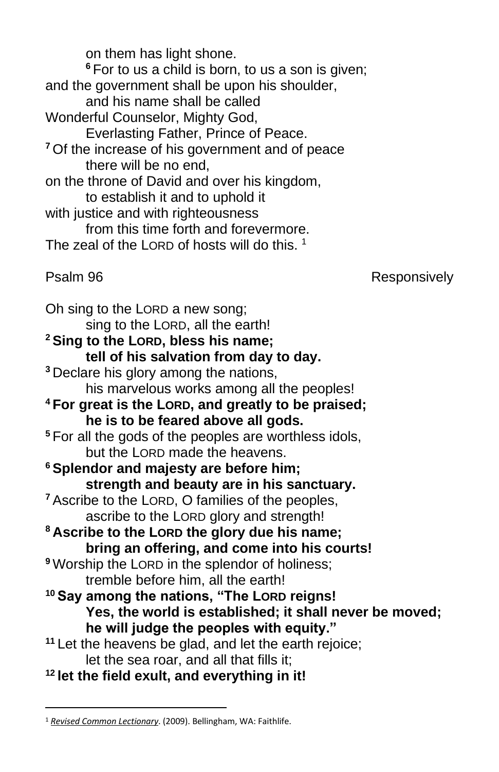on them has light shone.

[6] For to us a child is born, to us a son is given;
and the government shall be upon his shoulder,
and his name shall be called
Wonderful Counselor, Mighty God,
Everlasting Father, Prince of Peace.

[7] Of the increase of his government and of peace
there will be no end,
on the throne of David and over his kingdom,
to establish it and to uphold it
with justice and with righteousness
from this time forth and forevermore.
The zeal of the LORD of hosts will do this. [1]

Psalm 96 Responsively

Oh sing to the LORD a new song;
sing to the LORD, all the earth!

**[2] Sing to the LORD, bless his name;**
**tell of his salvation from day to day.**

[3] Declare his glory among the nations,
his marvelous works among all the peoples!

**[4] For great is the LORD, and greatly to be praised;**
**he is to be feared above all gods.**

[5] For all the gods of the peoples are worthless idols,
but the LORD made the heavens.

**[6] Splendor and majesty are before him;**
**strength and beauty are in his sanctuary.**

[7] Ascribe to the LORD, O families of the peoples,
ascribe to the LORD glory and strength!

**[8] Ascribe to the LORD the glory due his name;**
**bring an offering, and come into his courts!**

[9] Worship the LORD in the splendor of holiness;
tremble before him, all the earth!

**[10] Say among the nations, "The LORD reigns!**
**Yes, the world is established; it shall never be moved;**
**he will judge the peoples with equity."**

[11] Let the heavens be glad, and let the earth rejoice;
let the sea roar, and all that fills it;

**[12] let the field exult, and everything in it!**

---

[1] *Revised Common Lectionary*. (2009). Bellingham, WA: Faithlife.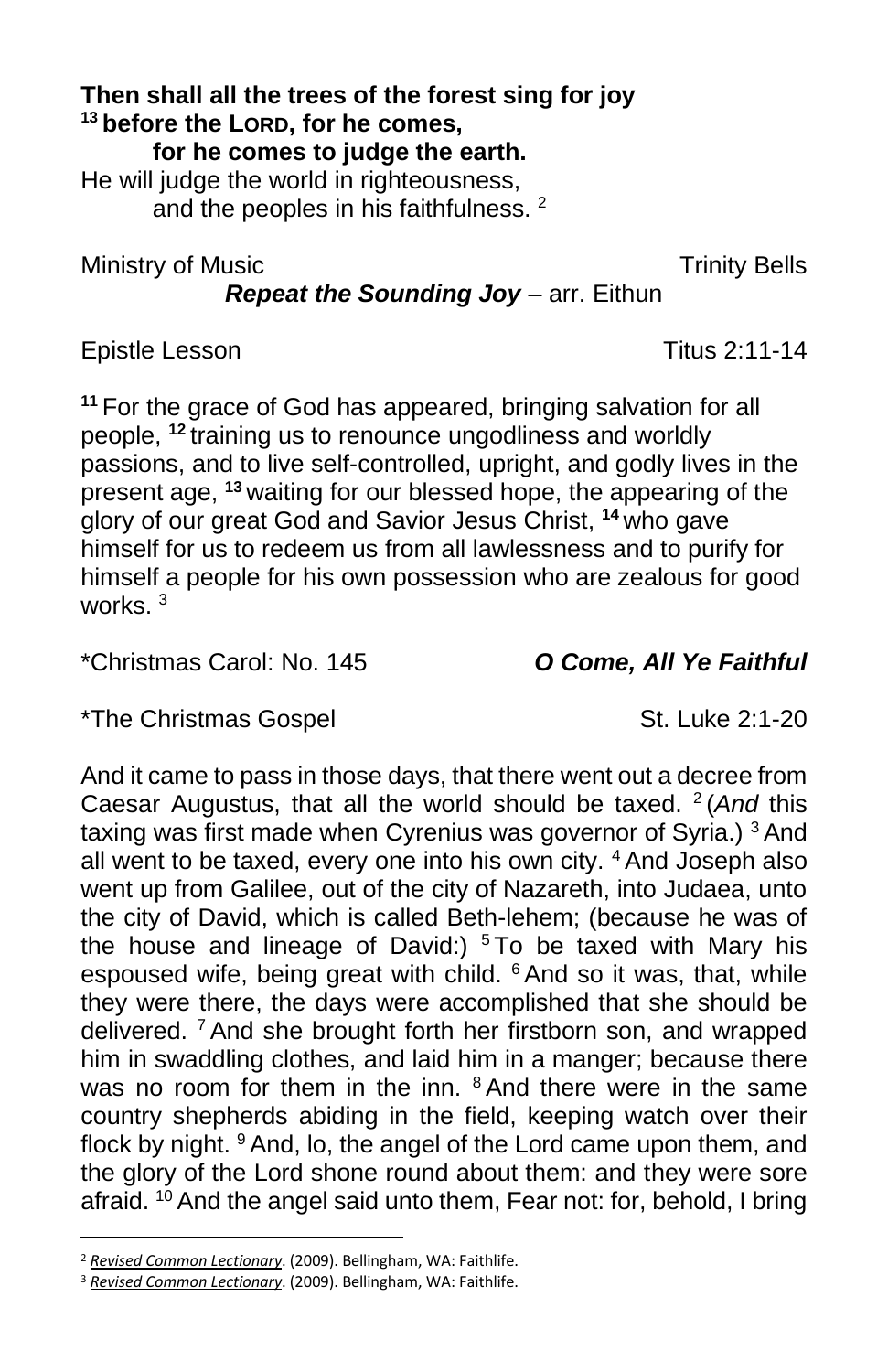**Then shall all the trees of the forest sing for joy**
**[13] before the LORD, for he comes,**
**for he comes to judge the earth.**
He will judge the world in righteousness,
and the peoples in his faithfulness. [2]

Ministry of Music Trinity Bells
***Repeat the Sounding Joy*** – arr. Eithun

Epistle Lesson Titus 2:11-14

**[11]** For the grace of God has appeared, bringing salvation for all people, **[12]** training us to renounce ungodliness and worldly passions, and to live self-controlled, upright, and godly lives in the present age, **[13]** waiting for our blessed hope, the appearing of the glory of our great God and Savior Jesus Christ, **[14]** who gave himself for us to redeem us from all lawlessness and to purify for himself a people for his own possession who are zealous for good works. [3]

*Christmas Carol: No. 145 ***O Come, All Ye Faithful***

*The Christmas Gospel St. Luke 2:1-20

And it came to pass in those days, that there went out a decree from Caesar Augustus, that all the world should be taxed. [2] (*And* this taxing was first made when Cyrenius was governor of Syria.) [3] And all went to be taxed, every one into his own city. [4] And Joseph also went up from Galilee, out of the city of Nazareth, into Judaea, unto the city of David, which is called Beth-lehem; (because he was of the house and lineage of David:) [5] To be taxed with Mary his espoused wife, being great with child. [6] And so it was, that, while they were there, the days were accomplished that she should be delivered. [7] And she brought forth her firstborn son, and wrapped him in swaddling clothes, and laid him in a manger; because there was no room for them in the inn. [8] And there were in the same country shepherds abiding in the field, keeping watch over their flock by night. [9] And, lo, the angel of the Lord came upon them, and the glory of the Lord shone round about them: and they were sore afraid. [10] And the angel said unto them, Fear not: for, behold, I bring

---

[2] *Revised Common Lectionary*. (2009). Bellingham, WA: Faithlife.
[3] *Revised Common Lectionary*. (2009). Bellingham, WA: Faithlife.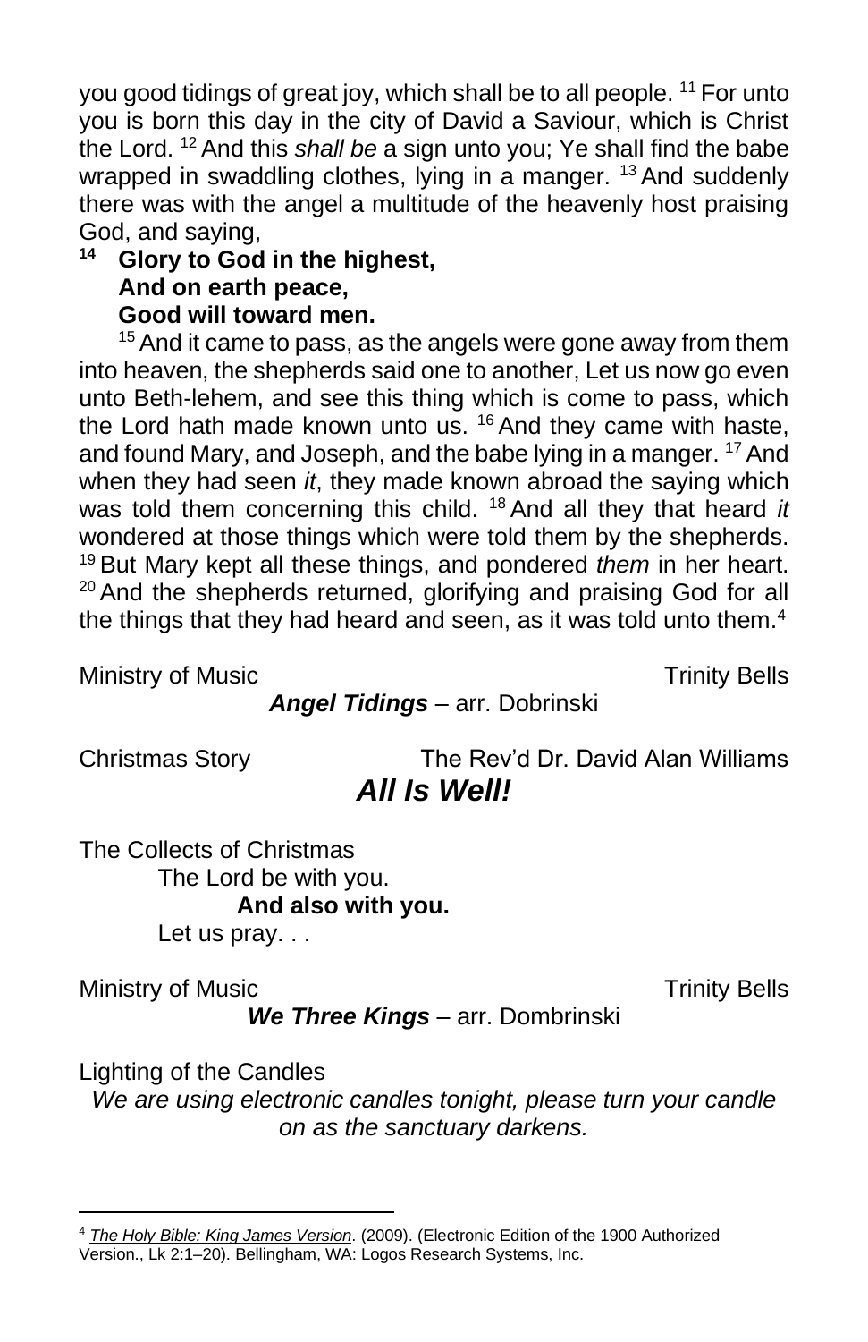you good tidings of great joy, which shall be to all people. [11] For unto you is born this day in the city of David a Saviour, which is Christ the Lord. [12] And this *shall be* a sign unto you; Ye shall find the babe wrapped in swaddling clothes, lying in a manger. [13] And suddenly there was with the angel a multitude of the heavenly host praising God, and saying,

[14] **Glory to God in the highest,**
**And on earth peace,**
**Good will toward men.**

[15] And it came to pass, as the angels were gone away from them into heaven, the shepherds said one to another, Let us now go even unto Beth-lehem, and see this thing which is come to pass, which the Lord hath made known unto us. [16] And they came with haste, and found Mary, and Joseph, and the babe lying in a manger. [17] And when they had seen *it*, they made known abroad the saying which was told them concerning this child. [18] And all they that heard *it* wondered at those things which were told them by the shepherds. [19] But Mary kept all these things, and pondered *them* in her heart. [20] And the shepherds returned, glorifying and praising God for all the things that they had heard and seen, as it was told unto them.[4]

Ministry of Music — Trinity Bells

***Angel Tidings*** – arr. Dobrinski

Christmas Story — The Rev'd Dr. David Alan Williams

## *All Is Well!*

The Collects of Christmas

The Lord be with you.

**And also with you.**

Let us pray. . .

Ministry of Music — Trinity Bells

***We Three Kings*** – arr. Dombrinski

Lighting of the Candles

*We are using electronic candles tonight, please turn your candle on as the sanctuary darkens.*

---

[4] *The Holy Bible: King James Version*. (2009). (Electronic Edition of the 1900 Authorized Version., Lk 2:1–20). Bellingham, WA: Logos Research Systems, Inc.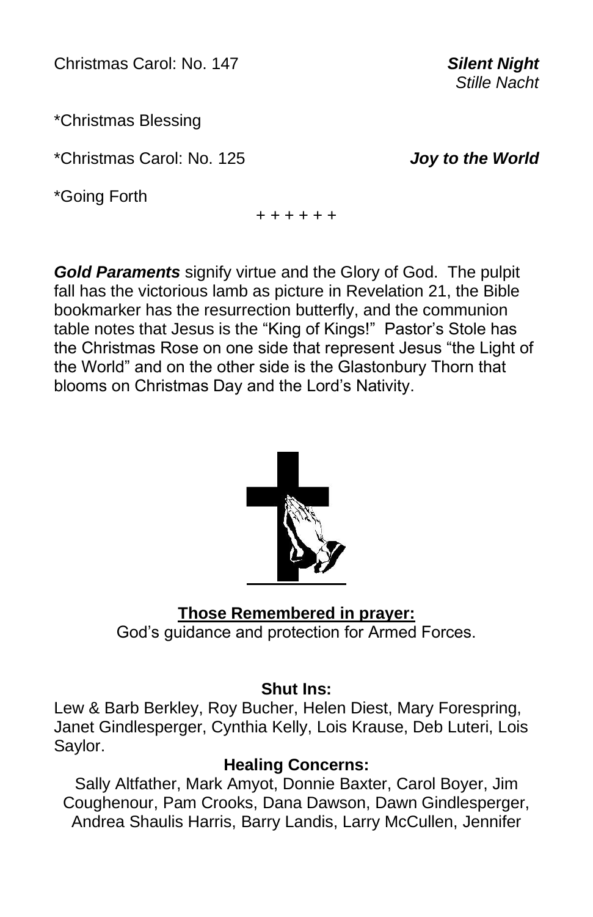Christmas Carol: No. 147 ***Silent Night***
*Stille Nacht*

*Christmas Blessing

*Christmas Carol: No. 125 ***Joy to the World***

*Going Forth

+ + + + + +

***Gold Paraments*** signify virtue and the Glory of God. The pulpit fall has the victorious lamb as picture in Revelation 21, the Bible bookmarker has the resurrection butterfly, and the communion table notes that Jesus is the "King of Kings!" Pastor's Stole has the Christmas Rose on one side that represent Jesus "the Light of the World" and on the other side is the Glastonbury Thorn that blooms on Christmas Day and the Lord's Nativity.

**Those Remembered in prayer:**

God's guidance and protection for Armed Forces.

**Shut Ins:**

Lew & Barb Berkley, Roy Bucher, Helen Diest, Mary Forespring, Janet Gindlesperger, Cynthia Kelly, Lois Krause, Deb Luteri, Lois Saylor.

**Healing Concerns:**

Sally Altfather, Mark Amyot, Donnie Baxter, Carol Boyer, Jim Coughenour, Pam Crooks, Dana Dawson, Dawn Gindlesperger, Andrea Shaulis Harris, Barry Landis, Larry McCullen, Jennifer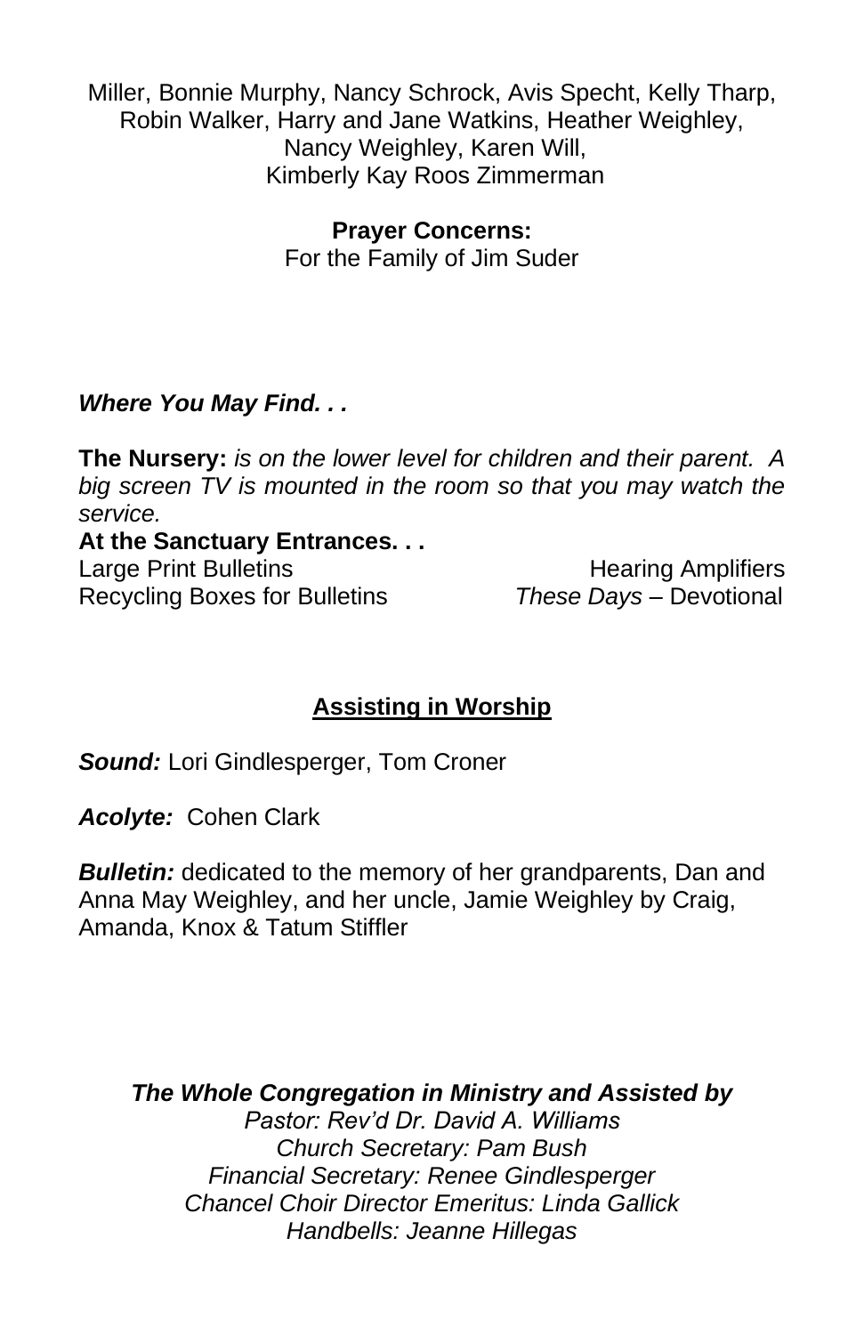Miller, Bonnie Murphy, Nancy Schrock, Avis Specht, Kelly Tharp, Robin Walker, Harry and Jane Watkins, Heather Weighley, Nancy Weighley, Karen Will, Kimberly Kay Roos Zimmerman

**Prayer Concerns:**
For the Family of Jim Suder

***Where You May Find. . .***

**The Nursery:** *is on the lower level for children and their parent. A big screen TV is mounted in the room so that you may watch the service.*

**At the Sanctuary Entrances. . .**

Large Print Bulletins
Hearing Amplifiers
Recycling Boxes for Bulletins
*These Days* – Devotional

## Assisting in Worship

***Sound:*** Lori Gindlesperger, Tom Croner

***Acolyte:*** Cohen Clark

***Bulletin:*** dedicated to the memory of her grandparents, Dan and Anna May Weighley, and her uncle, Jamie Weighley by Craig, Amanda, Knox & Tatum Stiffler

***The Whole Congregation in Ministry and Assisted by***
*Pastor: Rev'd Dr. David A. Williams*
*Church Secretary: Pam Bush*
*Financial Secretary: Renee Gindlesperger*
*Chancel Choir Director Emeritus: Linda Gallick*
*Handbells: Jeanne Hillegas*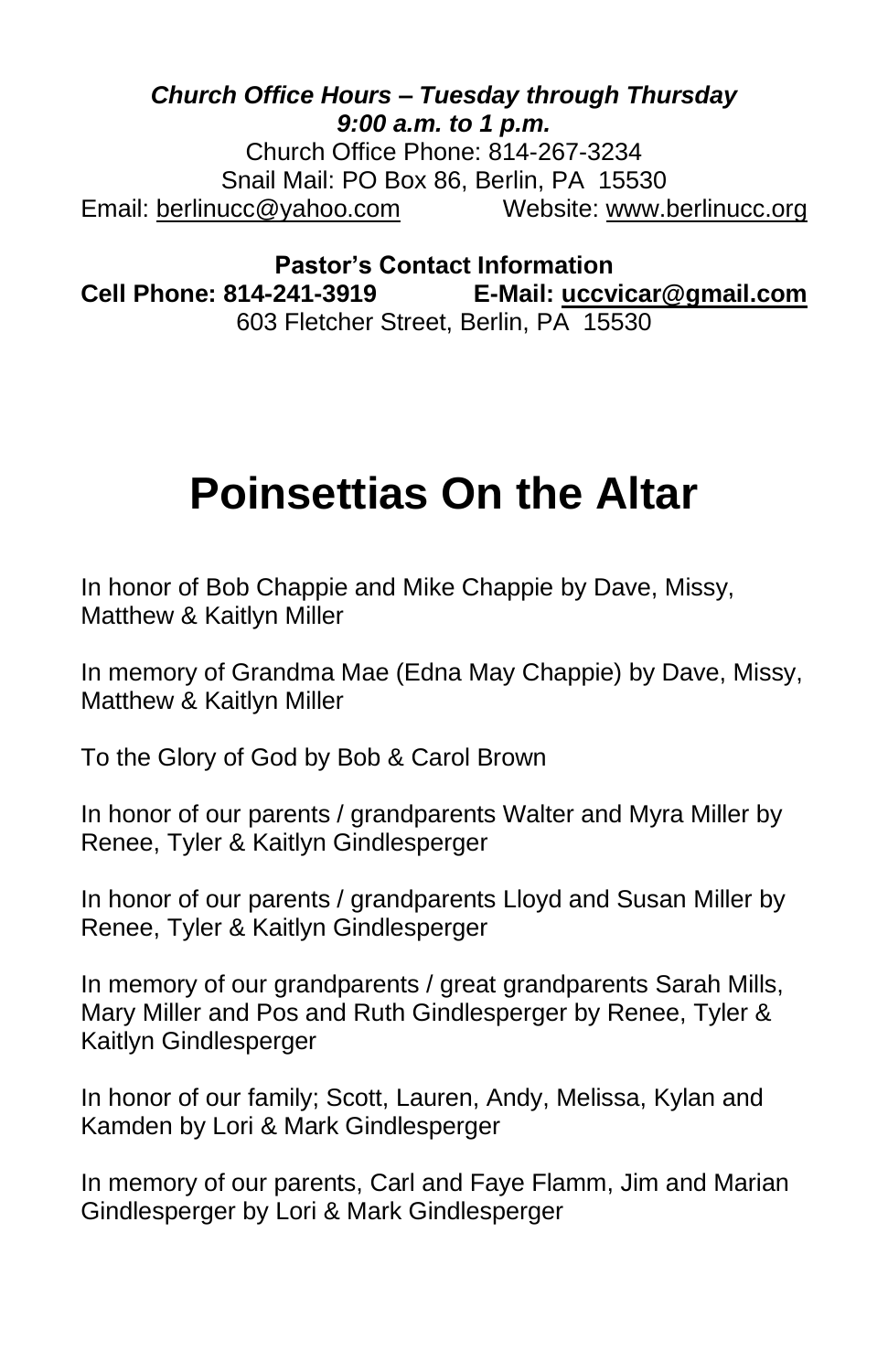***Church Office Hours – Tuesday through Thursday***
***9:00 a.m. to 1 p.m.***
Church Office Phone: 814-267-3234
Snail Mail: PO Box 86, Berlin, PA 15530
Email: berlinucc@yahoo.com Website: www.berlinucc.org

**Pastor's Contact Information**
**Cell Phone: 814-241-3919 E-Mail: uccvicar@gmail.com**
603 Fletcher Street, Berlin, PA 15530

# Poinsettias On the Altar

In honor of Bob Chappie and Mike Chappie by Dave, Missy, Matthew & Kaitlyn Miller

In memory of Grandma Mae (Edna May Chappie) by Dave, Missy, Matthew & Kaitlyn Miller

To the Glory of God by Bob & Carol Brown

In honor of our parents / grandparents Walter and Myra Miller by Renee, Tyler & Kaitlyn Gindlesperger

In honor of our parents / grandparents Lloyd and Susan Miller by Renee, Tyler & Kaitlyn Gindlesperger

In memory of our grandparents / great grandparents Sarah Mills, Mary Miller and Pos and Ruth Gindlesperger by Renee, Tyler & Kaitlyn Gindlesperger

In honor of our family; Scott, Lauren, Andy, Melissa, Kylan and Kamden by Lori & Mark Gindlesperger

In memory of our parents, Carl and Faye Flamm, Jim and Marian Gindlesperger by Lori & Mark Gindlesperger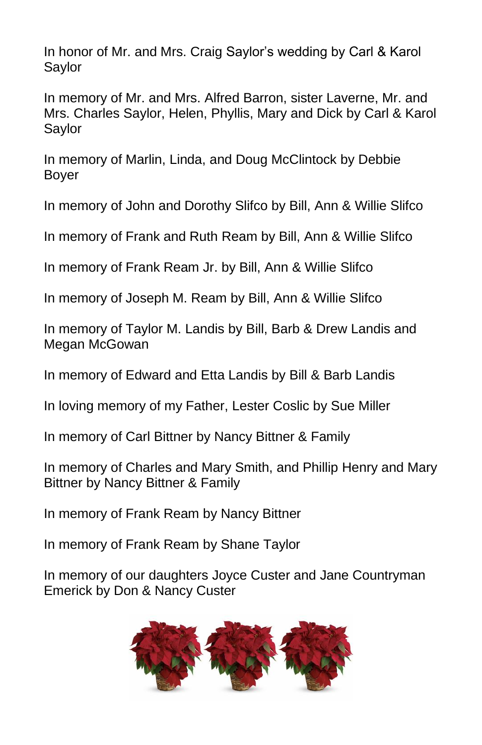In honor of Mr. and Mrs. Craig Saylor's wedding by Carl & Karol Saylor

In memory of Mr. and Mrs. Alfred Barron, sister Laverne, Mr. and Mrs. Charles Saylor, Helen, Phyllis, Mary and Dick by Carl & Karol Saylor

In memory of Marlin, Linda, and Doug McClintock by Debbie Boyer

In memory of John and Dorothy Slifco by Bill, Ann & Willie Slifco

In memory of Frank and Ruth Ream by Bill, Ann & Willie Slifco

In memory of Frank Ream Jr. by Bill, Ann & Willie Slifco

In memory of Joseph M. Ream by Bill, Ann & Willie Slifco

In memory of Taylor M. Landis by Bill, Barb & Drew Landis and Megan McGowan

In memory of Edward and Etta Landis by Bill & Barb Landis

In loving memory of my Father, Lester Coslic by Sue Miller

In memory of Carl Bittner by Nancy Bittner & Family

In memory of Charles and Mary Smith, and Phillip Henry and Mary Bittner by Nancy Bittner & Family

In memory of Frank Ream by Nancy Bittner

In memory of Frank Ream by Shane Taylor

In memory of our daughters Joyce Custer and Jane Countryman Emerick by Don & Nancy Custer